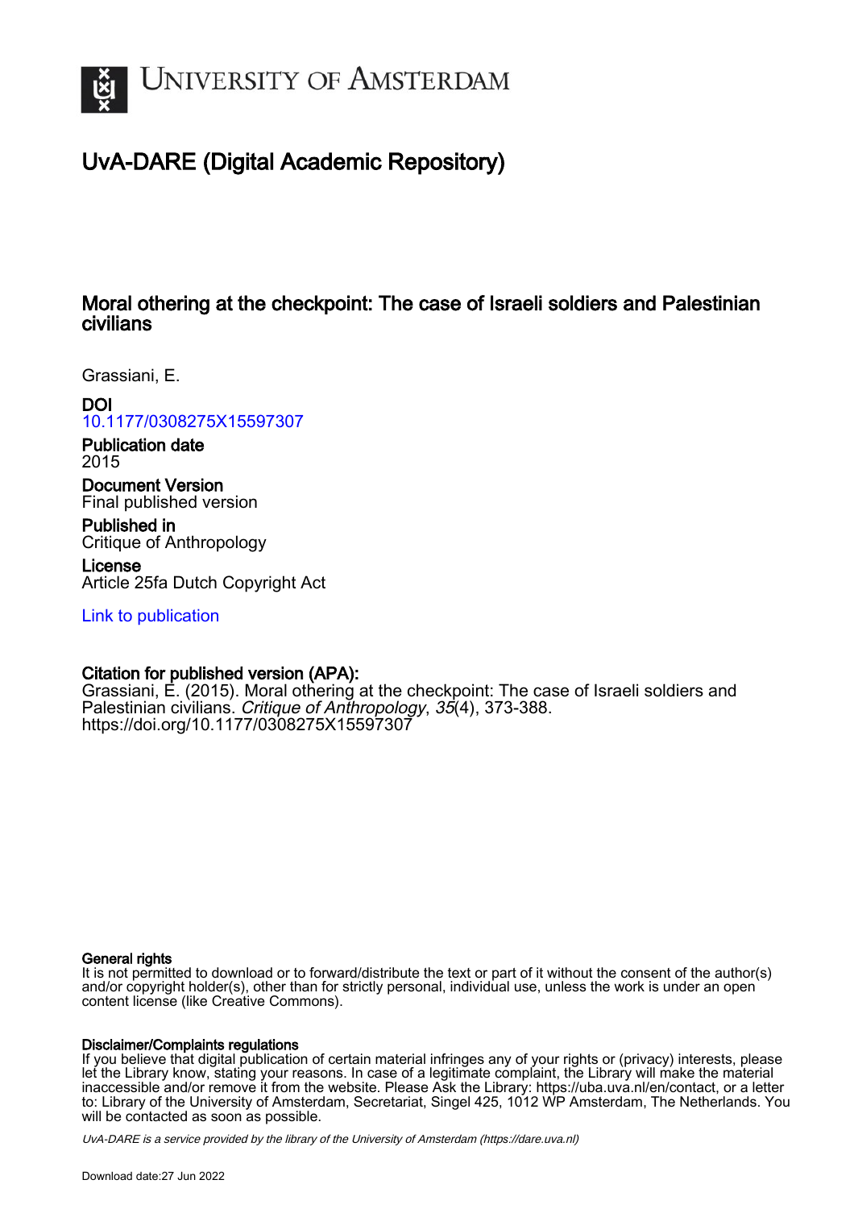UNIVERSITY OF AMSTERDAM

# UvA-DARE (Digital Academic Repository)

## Moral othering at the checkpoint: The case of Israeli soldiers and Palestinian civilians

Grassiani, E.

**DOI**
10.1177/0308275X15597307

**Publication date**
2015

**Document Version**
Final published version

**Published in**
Critique of Anthropology

**License**
Article 25fa Dutch Copyright Act

Link to publication

**Citation for published version (APA):**
Grassiani, E. (2015). Moral othering at the checkpoint: The case of Israeli soldiers and Palestinian civilians. *Critique of Anthropology*, *35*(4), 373-388. https://doi.org/10.1177/0308275X15597307

**General rights**
It is not permitted to download or to forward/distribute the text or part of it without the consent of the author(s) and/or copyright holder(s), other than for strictly personal, individual use, unless the work is under an open content license (like Creative Commons).

**Disclaimer/Complaints regulations**
If you believe that digital publication of certain material infringes any of your rights or (privacy) interests, please let the Library know, stating your reasons. In case of a legitimate complaint, the Library will make the material inaccessible and/or remove it from the website. Please Ask the Library: https://uba.uva.nl/en/contact, or a letter to: Library of the University of Amsterdam, Secretariat, Singel 425, 1012 WP Amsterdam, The Netherlands. You will be contacted as soon as possible.

*UvA-DARE is a service provided by the library of the University of Amsterdam (https://dare.uva.nl)*

Download date:27 Jun 2022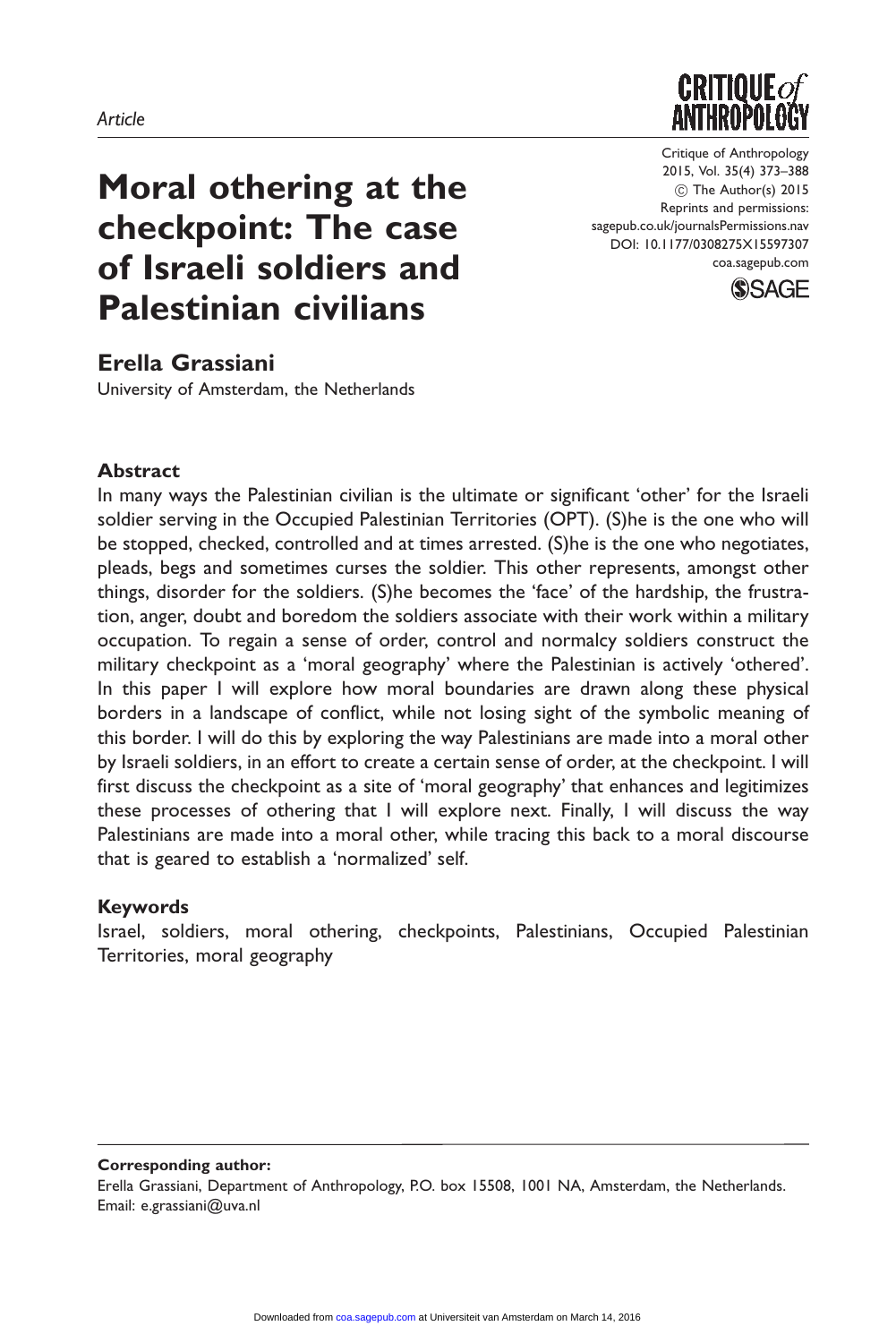*Article*

# Moral othering at the checkpoint: The case of Israeli soldiers and Palestinian civilians

## Erella Grassiani

University of Amsterdam, the Netherlands

### Abstract

In many ways the Palestinian civilian is the ultimate or significant 'other' for the Israeli soldier serving in the Occupied Palestinian Territories (OPT). (S)he is the one who will be stopped, checked, controlled and at times arrested. (S)he is the one who negotiates, pleads, begs and sometimes curses the soldier. This other represents, amongst other things, disorder for the soldiers. (S)he becomes the 'face' of the hardship, the frustration, anger, doubt and boredom the soldiers associate with their work within a military occupation. To regain a sense of order, control and normalcy soldiers construct the military checkpoint as a 'moral geography' where the Palestinian is actively 'othered'. In this paper I will explore how moral boundaries are drawn along these physical borders in a landscape of conflict, while not losing sight of the symbolic meaning of this border. I will do this by exploring the way Palestinians are made into a moral other by Israeli soldiers, in an effort to create a certain sense of order, at the checkpoint. I will first discuss the checkpoint as a site of 'moral geography' that enhances and legitimizes these processes of othering that I will explore next. Finally, I will discuss the way Palestinians are made into a moral other, while tracing this back to a moral discourse that is geared to establish a 'normalized' self.

### Keywords

Israel, soldiers, moral othering, checkpoints, Palestinians, Occupied Palestinian Territories, moral geography

**Corresponding author:**
Erella Grassiani, Department of Anthropology, P.O. box 15508, 1001 NA, Amsterdam, the Netherlands.
Email: e.grassiani@uva.nl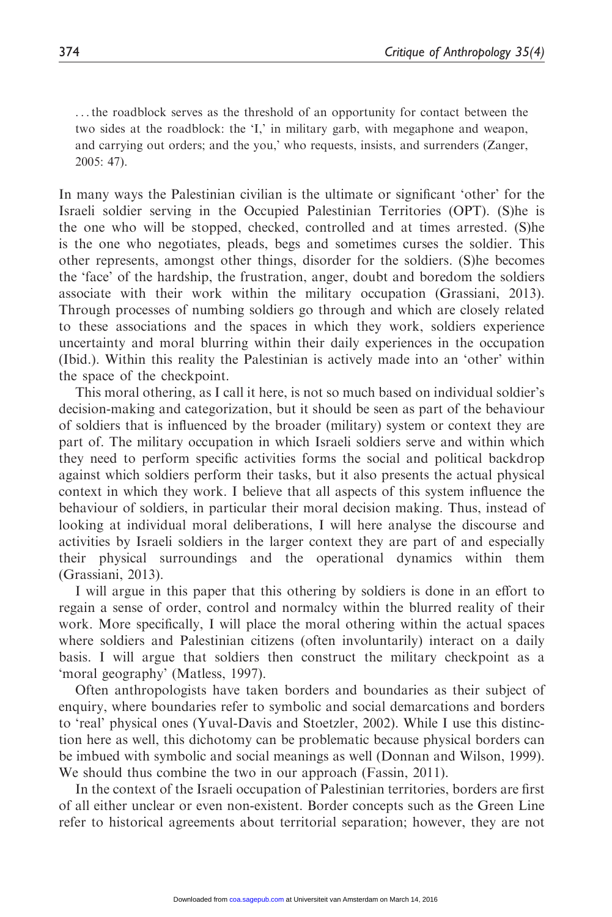...the roadblock serves as the threshold of an opportunity for contact between the two sides at the roadblock: the 'I,' in military garb, with megaphone and weapon, and carrying out orders; and the you,' who requests, insists, and surrenders (Zanger, 2005: 47).

In many ways the Palestinian civilian is the ultimate or significant 'other' for the Israeli soldier serving in the Occupied Palestinian Territories (OPT). (S)he is the one who will be stopped, checked, controlled and at times arrested. (S)he is the one who negotiates, pleads, begs and sometimes curses the soldier. This other represents, amongst other things, disorder for the soldiers. (S)he becomes the 'face' of the hardship, the frustration, anger, doubt and boredom the soldiers associate with their work within the military occupation (Grassiani, 2013). Through processes of numbing soldiers go through and which are closely related to these associations and the spaces in which they work, soldiers experience uncertainty and moral blurring within their daily experiences in the occupation (Ibid.). Within this reality the Palestinian is actively made into an 'other' within the space of the checkpoint.

This moral othering, as I call it here, is not so much based on individual soldier's decision-making and categorization, but it should be seen as part of the behaviour of soldiers that is influenced by the broader (military) system or context they are part of. The military occupation in which Israeli soldiers serve and within which they need to perform specific activities forms the social and political backdrop against which soldiers perform their tasks, but it also presents the actual physical context in which they work. I believe that all aspects of this system influence the behaviour of soldiers, in particular their moral decision making. Thus, instead of looking at individual moral deliberations, I will here analyse the discourse and activities by Israeli soldiers in the larger context they are part of and especially their physical surroundings and the operational dynamics within them (Grassiani, 2013).

I will argue in this paper that this othering by soldiers is done in an effort to regain a sense of order, control and normalcy within the blurred reality of their work. More specifically, I will place the moral othering within the actual spaces where soldiers and Palestinian citizens (often involuntarily) interact on a daily basis. I will argue that soldiers then construct the military checkpoint as a 'moral geography' (Matless, 1997).

Often anthropologists have taken borders and boundaries as their subject of enquiry, where boundaries refer to symbolic and social demarcations and borders to 'real' physical ones (Yuval-Davis and Stoetzler, 2002). While I use this distinction here as well, this dichotomy can be problematic because physical borders can be imbued with symbolic and social meanings as well (Donnan and Wilson, 1999). We should thus combine the two in our approach (Fassin, 2011).

In the context of the Israeli occupation of Palestinian territories, borders are first of all either unclear or even non-existent. Border concepts such as the Green Line refer to historical agreements about territorial separation; however, they are not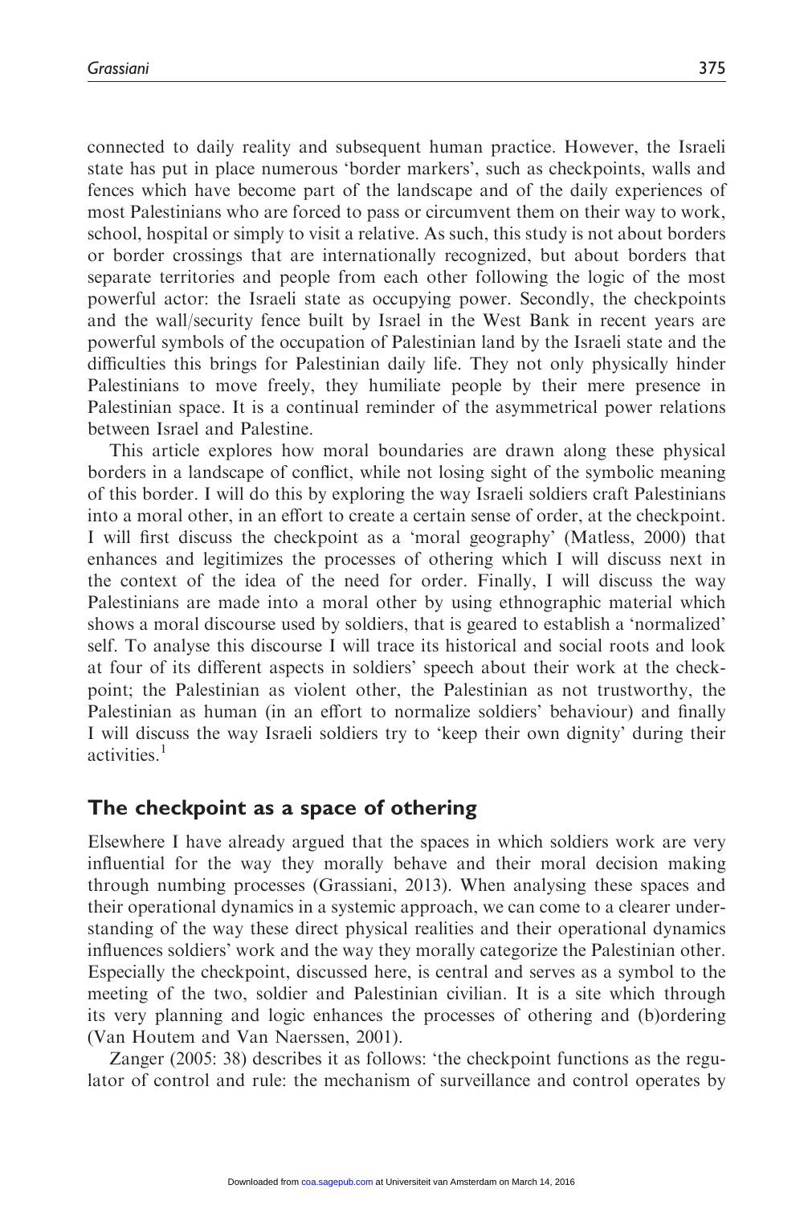connected to daily reality and subsequent human practice. However, the Israeli state has put in place numerous 'border markers', such as checkpoints, walls and fences which have become part of the landscape and of the daily experiences of most Palestinians who are forced to pass or circumvent them on their way to work, school, hospital or simply to visit a relative. As such, this study is not about borders or border crossings that are internationally recognized, but about borders that separate territories and people from each other following the logic of the most powerful actor: the Israeli state as occupying power. Secondly, the checkpoints and the wall/security fence built by Israel in the West Bank in recent years are powerful symbols of the occupation of Palestinian land by the Israeli state and the difficulties this brings for Palestinian daily life. They not only physically hinder Palestinians to move freely, they humiliate people by their mere presence in Palestinian space. It is a continual reminder of the asymmetrical power relations between Israel and Palestine.

This article explores how moral boundaries are drawn along these physical borders in a landscape of conflict, while not losing sight of the symbolic meaning of this border. I will do this by exploring the way Israeli soldiers craft Palestinians into a moral other, in an effort to create a certain sense of order, at the checkpoint. I will first discuss the checkpoint as a 'moral geography' (Matless, 2000) that enhances and legitimizes the processes of othering which I will discuss next in the context of the idea of the need for order. Finally, I will discuss the way Palestinians are made into a moral other by using ethnographic material which shows a moral discourse used by soldiers, that is geared to establish a 'normalized' self. To analyse this discourse I will trace its historical and social roots and look at four of its different aspects in soldiers' speech about their work at the checkpoint; the Palestinian as violent other, the Palestinian as not trustworthy, the Palestinian as human (in an effort to normalize soldiers' behaviour) and finally I will discuss the way Israeli soldiers try to 'keep their own dignity' during their activities.[1]

## The checkpoint as a space of othering

Elsewhere I have already argued that the spaces in which soldiers work are very influential for the way they morally behave and their moral decision making through numbing processes (Grassiani, 2013). When analysing these spaces and their operational dynamics in a systemic approach, we can come to a clearer understanding of the way these direct physical realities and their operational dynamics influences soldiers' work and the way they morally categorize the Palestinian other. Especially the checkpoint, discussed here, is central and serves as a symbol to the meeting of the two, soldier and Palestinian civilian. It is a site which through its very planning and logic enhances the processes of othering and (b)ordering (Van Houtem and Van Naerssen, 2001).

Zanger (2005: 38) describes it as follows: 'the checkpoint functions as the regulator of control and rule: the mechanism of surveillance and control operates by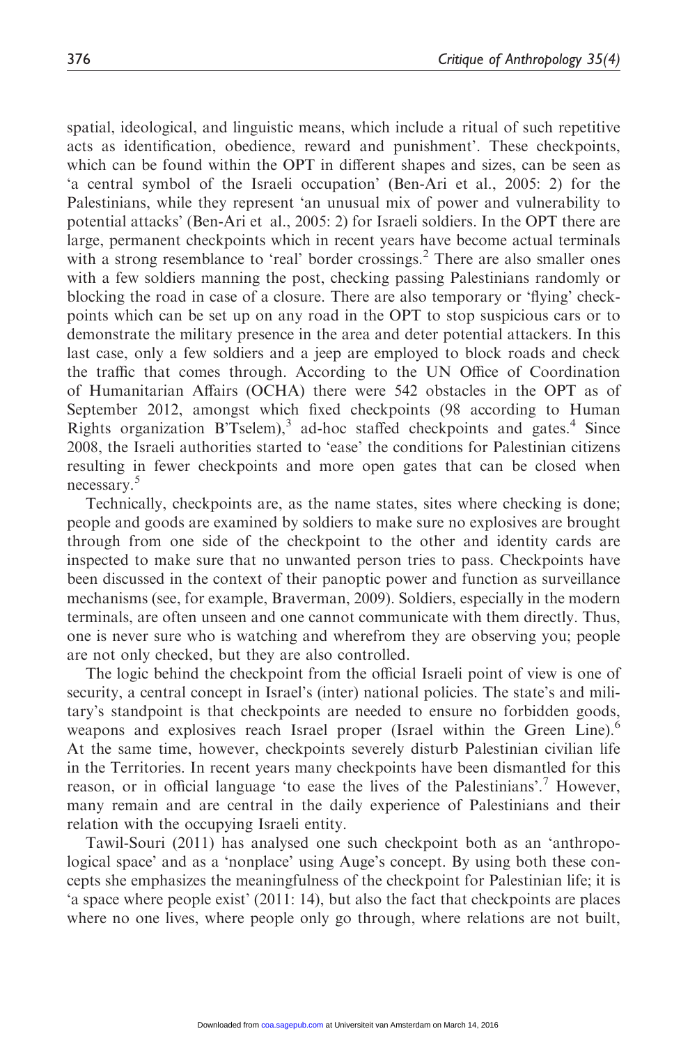spatial, ideological, and linguistic means, which include a ritual of such repetitive acts as identification, obedience, reward and punishment'. These checkpoints, which can be found within the OPT in different shapes and sizes, can be seen as 'a central symbol of the Israeli occupation' (Ben-Ari et al., 2005: 2) for the Palestinians, while they represent 'an unusual mix of power and vulnerability to potential attacks' (Ben-Ari et al., 2005: 2) for Israeli soldiers. In the OPT there are large, permanent checkpoints which in recent years have become actual terminals with a strong resemblance to 'real' border crossings.[2] There are also smaller ones with a few soldiers manning the post, checking passing Palestinians randomly or blocking the road in case of a closure. There are also temporary or 'flying' checkpoints which can be set up on any road in the OPT to stop suspicious cars or to demonstrate the military presence in the area and deter potential attackers. In this last case, only a few soldiers and a jeep are employed to block roads and check the traffic that comes through. According to the UN Office of Coordination of Humanitarian Affairs (OCHA) there were 542 obstacles in the OPT as of September 2012, amongst which fixed checkpoints (98 according to Human Rights organization B'Tselem),[3] ad-hoc staffed checkpoints and gates.[4] Since 2008, the Israeli authorities started to 'ease' the conditions for Palestinian citizens resulting in fewer checkpoints and more open gates that can be closed when necessary.[5]

Technically, checkpoints are, as the name states, sites where checking is done; people and goods are examined by soldiers to make sure no explosives are brought through from one side of the checkpoint to the other and identity cards are inspected to make sure that no unwanted person tries to pass. Checkpoints have been discussed in the context of their panoptic power and function as surveillance mechanisms (see, for example, Braverman, 2009). Soldiers, especially in the modern terminals, are often unseen and one cannot communicate with them directly. Thus, one is never sure who is watching and wherefrom they are observing you; people are not only checked, but they are also controlled.

The logic behind the checkpoint from the official Israeli point of view is one of security, a central concept in Israel's (inter) national policies. The state's and military's standpoint is that checkpoints are needed to ensure no forbidden goods, weapons and explosives reach Israel proper (Israel within the Green Line).[6] At the same time, however, checkpoints severely disturb Palestinian civilian life in the Territories. In recent years many checkpoints have been dismantled for this reason, or in official language 'to ease the lives of the Palestinians'.[7] However, many remain and are central in the daily experience of Palestinians and their relation with the occupying Israeli entity.

Tawil-Souri (2011) has analysed one such checkpoint both as an 'anthropological space' and as a 'nonplace' using Auge's concept. By using both these concepts she emphasizes the meaningfulness of the checkpoint for Palestinian life; it is 'a space where people exist' (2011: 14), but also the fact that checkpoints are places where no one lives, where people only go through, where relations are not built,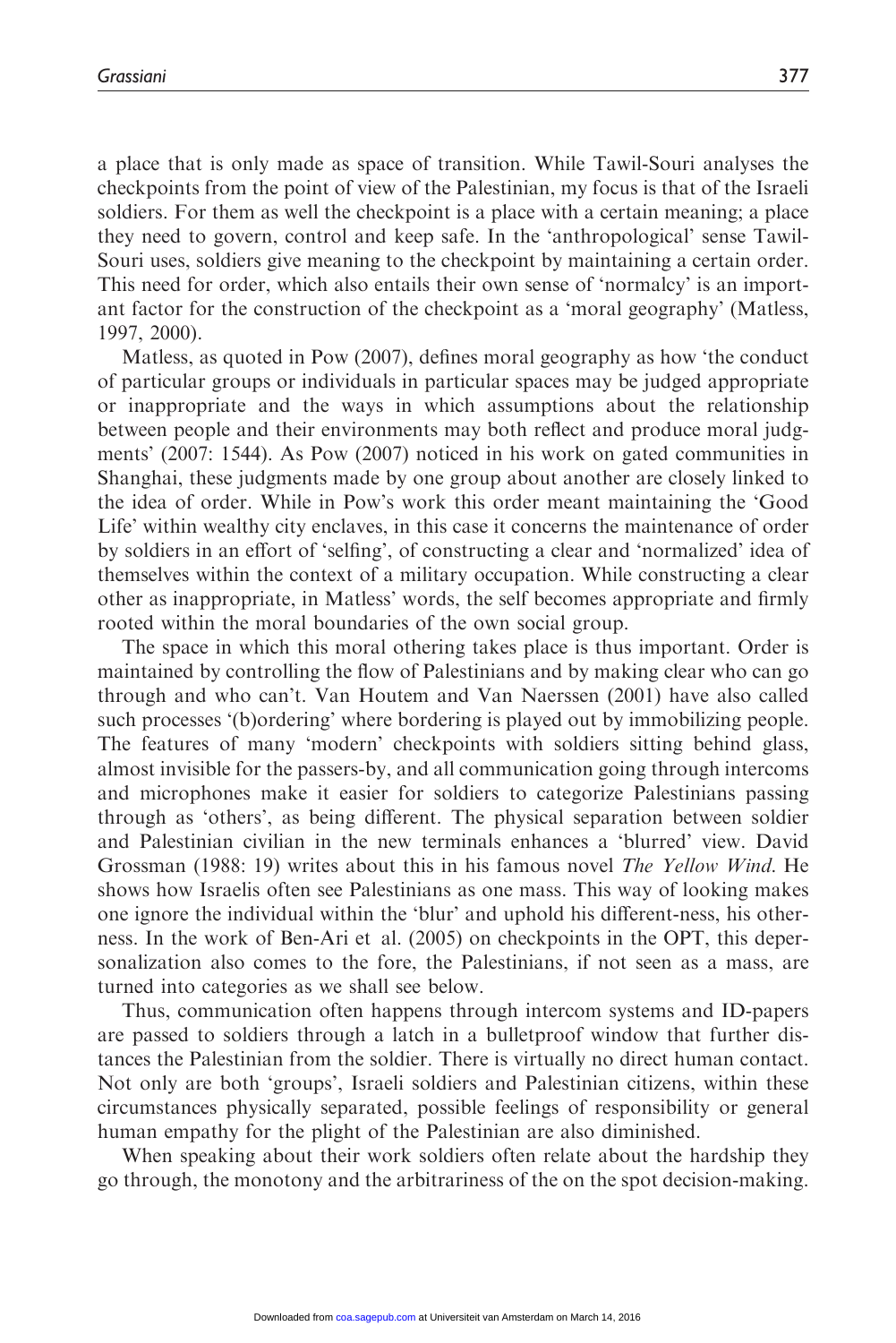a place that is only made as space of transition. While Tawil-Souri analyses the checkpoints from the point of view of the Palestinian, my focus is that of the Israeli soldiers. For them as well the checkpoint is a place with a certain meaning; a place they need to govern, control and keep safe. In the 'anthropological' sense Tawil-Souri uses, soldiers give meaning to the checkpoint by maintaining a certain order. This need for order, which also entails their own sense of 'normalcy' is an important factor for the construction of the checkpoint as a 'moral geography' (Matless, 1997, 2000).

Matless, as quoted in Pow (2007), defines moral geography as how 'the conduct of particular groups or individuals in particular spaces may be judged appropriate or inappropriate and the ways in which assumptions about the relationship between people and their environments may both reflect and produce moral judgments' (2007: 1544). As Pow (2007) noticed in his work on gated communities in Shanghai, these judgments made by one group about another are closely linked to the idea of order. While in Pow's work this order meant maintaining the 'Good Life' within wealthy city enclaves, in this case it concerns the maintenance of order by soldiers in an effort of 'selfing', of constructing a clear and 'normalized' idea of themselves within the context of a military occupation. While constructing a clear other as inappropriate, in Matless' words, the self becomes appropriate and firmly rooted within the moral boundaries of the own social group.

The space in which this moral othering takes place is thus important. Order is maintained by controlling the flow of Palestinians and by making clear who can go through and who can't. Van Houtem and Van Naerssen (2001) have also called such processes '(b)ordering' where bordering is played out by immobilizing people. The features of many 'modern' checkpoints with soldiers sitting behind glass, almost invisible for the passers-by, and all communication going through intercoms and microphones make it easier for soldiers to categorize Palestinians passing through as 'others', as being different. The physical separation between soldier and Palestinian civilian in the new terminals enhances a 'blurred' view. David Grossman (1988: 19) writes about this in his famous novel *The Yellow Wind*. He shows how Israelis often see Palestinians as one mass. This way of looking makes one ignore the individual within the 'blur' and uphold his different-ness, his otherness. In the work of Ben-Ari et al. (2005) on checkpoints in the OPT, this depersonalization also comes to the fore, the Palestinians, if not seen as a mass, are turned into categories as we shall see below.

Thus, communication often happens through intercom systems and ID-papers are passed to soldiers through a latch in a bulletproof window that further distances the Palestinian from the soldier. There is virtually no direct human contact. Not only are both 'groups', Israeli soldiers and Palestinian citizens, within these circumstances physically separated, possible feelings of responsibility or general human empathy for the plight of the Palestinian are also diminished.

When speaking about their work soldiers often relate about the hardship they go through, the monotony and the arbitrariness of the on the spot decision-making.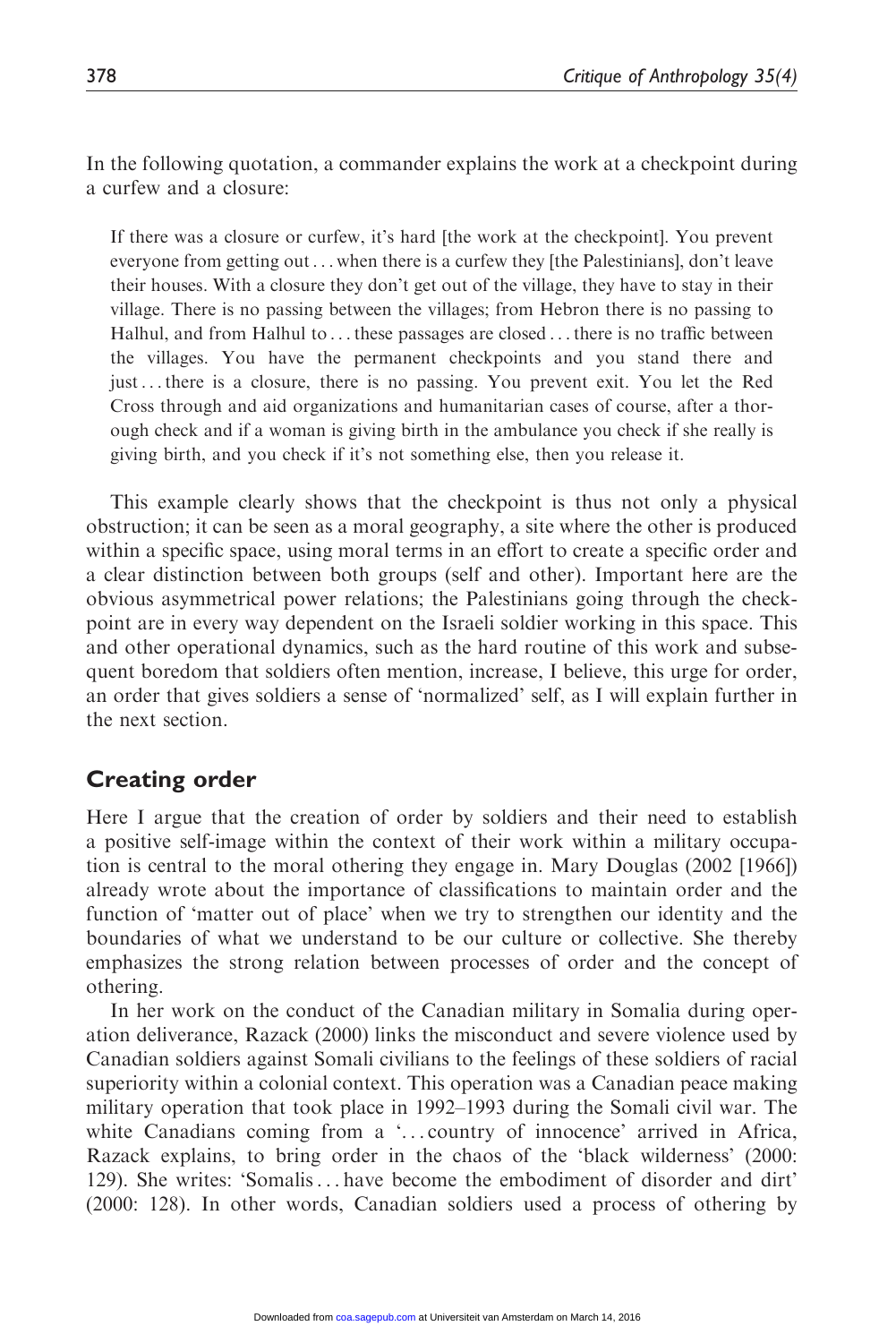In the following quotation, a commander explains the work at a checkpoint during a curfew and a closure:

> If there was a closure or curfew, it's hard [the work at the checkpoint]. You prevent everyone from getting out . . . when there is a curfew they [the Palestinians], don't leave their houses. With a closure they don't get out of the village, they have to stay in their village. There is no passing between the villages; from Hebron there is no passing to Halhul, and from Halhul to . . . these passages are closed . . . there is no traffic between the villages. You have the permanent checkpoints and you stand there and just . . . there is a closure, there is no passing. You prevent exit. You let the Red Cross through and aid organizations and humanitarian cases of course, after a thorough check and if a woman is giving birth in the ambulance you check if she really is giving birth, and you check if it's not something else, then you release it.

This example clearly shows that the checkpoint is thus not only a physical obstruction; it can be seen as a moral geography, a site where the other is produced within a specific space, using moral terms in an effort to create a specific order and a clear distinction between both groups (self and other). Important here are the obvious asymmetrical power relations; the Palestinians going through the checkpoint are in every way dependent on the Israeli soldier working in this space. This and other operational dynamics, such as the hard routine of this work and subsequent boredom that soldiers often mention, increase, I believe, this urge for order, an order that gives soldiers a sense of 'normalized' self, as I will explain further in the next section.

## Creating order

Here I argue that the creation of order by soldiers and their need to establish a positive self-image within the context of their work within a military occupation is central to the moral othering they engage in. Mary Douglas (2002 [1966]) already wrote about the importance of classifications to maintain order and the function of 'matter out of place' when we try to strengthen our identity and the boundaries of what we understand to be our culture or collective. She thereby emphasizes the strong relation between processes of order and the concept of othering.

In her work on the conduct of the Canadian military in Somalia during operation deliverance, Razack (2000) links the misconduct and severe violence used by Canadian soldiers against Somali civilians to the feelings of these soldiers of racial superiority within a colonial context. This operation was a Canadian peace making military operation that took place in 1992–1993 during the Somali civil war. The white Canadians coming from a '. . . country of innocence' arrived in Africa, Razack explains, to bring order in the chaos of the 'black wilderness' (2000: 129). She writes: 'Somalis . . . have become the embodiment of disorder and dirt' (2000: 128). In other words, Canadian soldiers used a process of othering by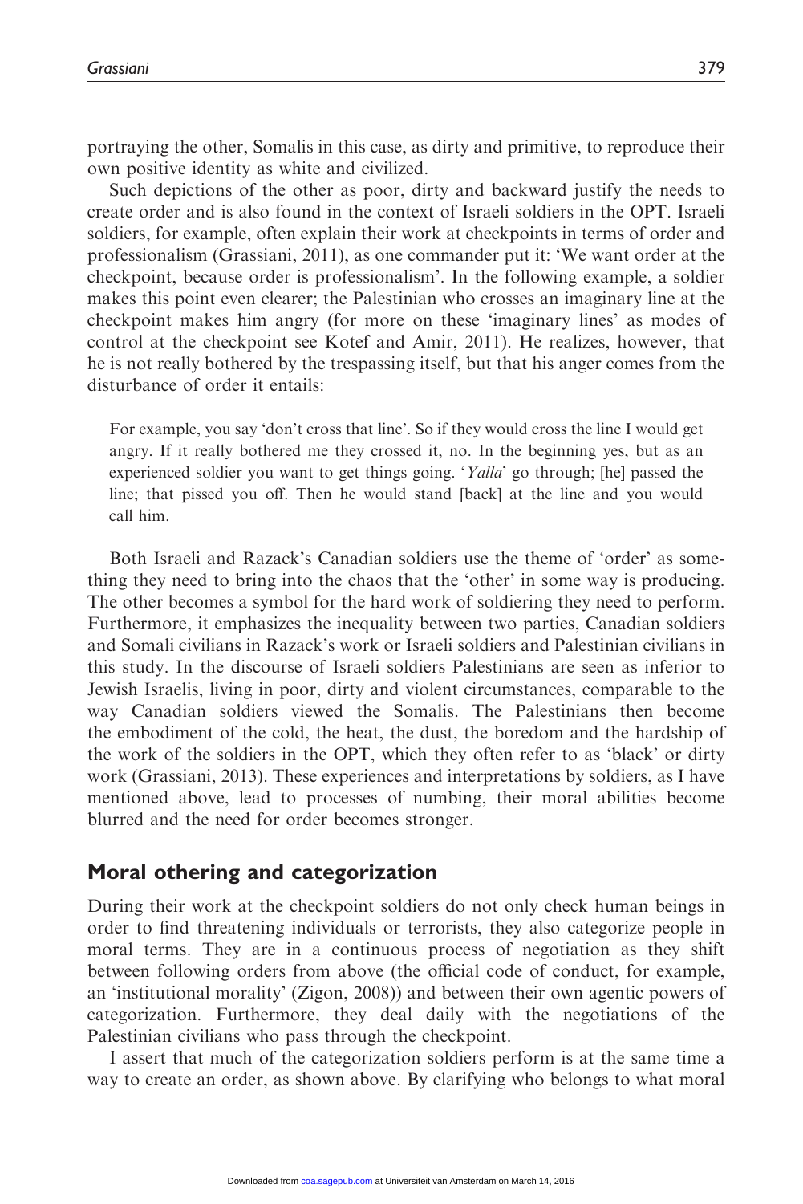portraying the other, Somalis in this case, as dirty and primitive, to reproduce their own positive identity as white and civilized.

Such depictions of the other as poor, dirty and backward justify the needs to create order and is also found in the context of Israeli soldiers in the OPT. Israeli soldiers, for example, often explain their work at checkpoints in terms of order and professionalism (Grassiani, 2011), as one commander put it: 'We want order at the checkpoint, because order is professionalism'. In the following example, a soldier makes this point even clearer; the Palestinian who crosses an imaginary line at the checkpoint makes him angry (for more on these 'imaginary lines' as modes of control at the checkpoint see Kotef and Amir, 2011). He realizes, however, that he is not really bothered by the trespassing itself, but that his anger comes from the disturbance of order it entails:

> For example, you say 'don't cross that line'. So if they would cross the line I would get angry. If it really bothered me they crossed it, no. In the beginning yes, but as an experienced soldier you want to get things going. '*Yalla*' go through; [he] passed the line; that pissed you off. Then he would stand [back] at the line and you would call him.

Both Israeli and Razack's Canadian soldiers use the theme of 'order' as something they need to bring into the chaos that the 'other' in some way is producing. The other becomes a symbol for the hard work of soldiering they need to perform. Furthermore, it emphasizes the inequality between two parties, Canadian soldiers and Somali civilians in Razack's work or Israeli soldiers and Palestinian civilians in this study. In the discourse of Israeli soldiers Palestinians are seen as inferior to Jewish Israelis, living in poor, dirty and violent circumstances, comparable to the way Canadian soldiers viewed the Somalis. The Palestinians then become the embodiment of the cold, the heat, the dust, the boredom and the hardship of the work of the soldiers in the OPT, which they often refer to as 'black' or dirty work (Grassiani, 2013). These experiences and interpretations by soldiers, as I have mentioned above, lead to processes of numbing, their moral abilities become blurred and the need for order becomes stronger.

## Moral othering and categorization

During their work at the checkpoint soldiers do not only check human beings in order to find threatening individuals or terrorists, they also categorize people in moral terms. They are in a continuous process of negotiation as they shift between following orders from above (the official code of conduct, for example, an 'institutional morality' (Zigon, 2008)) and between their own agentic powers of categorization. Furthermore, they deal daily with the negotiations of the Palestinian civilians who pass through the checkpoint.

I assert that much of the categorization soldiers perform is at the same time a way to create an order, as shown above. By clarifying who belongs to what moral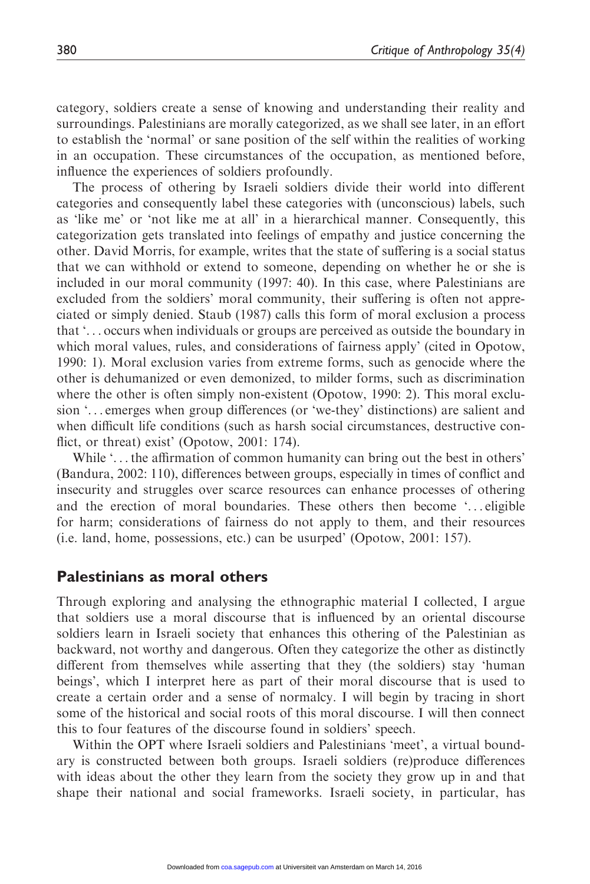category, soldiers create a sense of knowing and understanding their reality and surroundings. Palestinians are morally categorized, as we shall see later, in an effort to establish the 'normal' or sane position of the self within the realities of working in an occupation. These circumstances of the occupation, as mentioned before, influence the experiences of soldiers profoundly.

The process of othering by Israeli soldiers divide their world into different categories and consequently label these categories with (unconscious) labels, such as 'like me' or 'not like me at all' in a hierarchical manner. Consequently, this categorization gets translated into feelings of empathy and justice concerning the other. David Morris, for example, writes that the state of suffering is a social status that we can withhold or extend to someone, depending on whether he or she is included in our moral community (1997: 40). In this case, where Palestinians are excluded from the soldiers' moral community, their suffering is often not appreciated or simply denied. Staub (1987) calls this form of moral exclusion a process that '... occurs when individuals or groups are perceived as outside the boundary in which moral values, rules, and considerations of fairness apply' (cited in Opotow, 1990: 1). Moral exclusion varies from extreme forms, such as genocide where the other is dehumanized or even demonized, to milder forms, such as discrimination where the other is often simply non-existent (Opotow, 1990: 2). This moral exclusion '... emerges when group differences (or 'we-they' distinctions) are salient and when difficult life conditions (such as harsh social circumstances, destructive conflict, or threat) exist' (Opotow, 2001: 174).

While '... the affirmation of common humanity can bring out the best in others' (Bandura, 2002: 110), differences between groups, especially in times of conflict and insecurity and struggles over scarce resources can enhance processes of othering and the erection of moral boundaries. These others then become '... eligible for harm; considerations of fairness do not apply to them, and their resources (i.e. land, home, possessions, etc.) can be usurped' (Opotow, 2001: 157).

## Palestinians as moral others

Through exploring and analysing the ethnographic material I collected, I argue that soldiers use a moral discourse that is influenced by an oriental discourse soldiers learn in Israeli society that enhances this othering of the Palestinian as backward, not worthy and dangerous. Often they categorize the other as distinctly different from themselves while asserting that they (the soldiers) stay 'human beings', which I interpret here as part of their moral discourse that is used to create a certain order and a sense of normalcy. I will begin by tracing in short some of the historical and social roots of this moral discourse. I will then connect this to four features of the discourse found in soldiers' speech.

Within the OPT where Israeli soldiers and Palestinians 'meet', a virtual boundary is constructed between both groups. Israeli soldiers (re)produce differences with ideas about the other they learn from the society they grow up in and that shape their national and social frameworks. Israeli society, in particular, has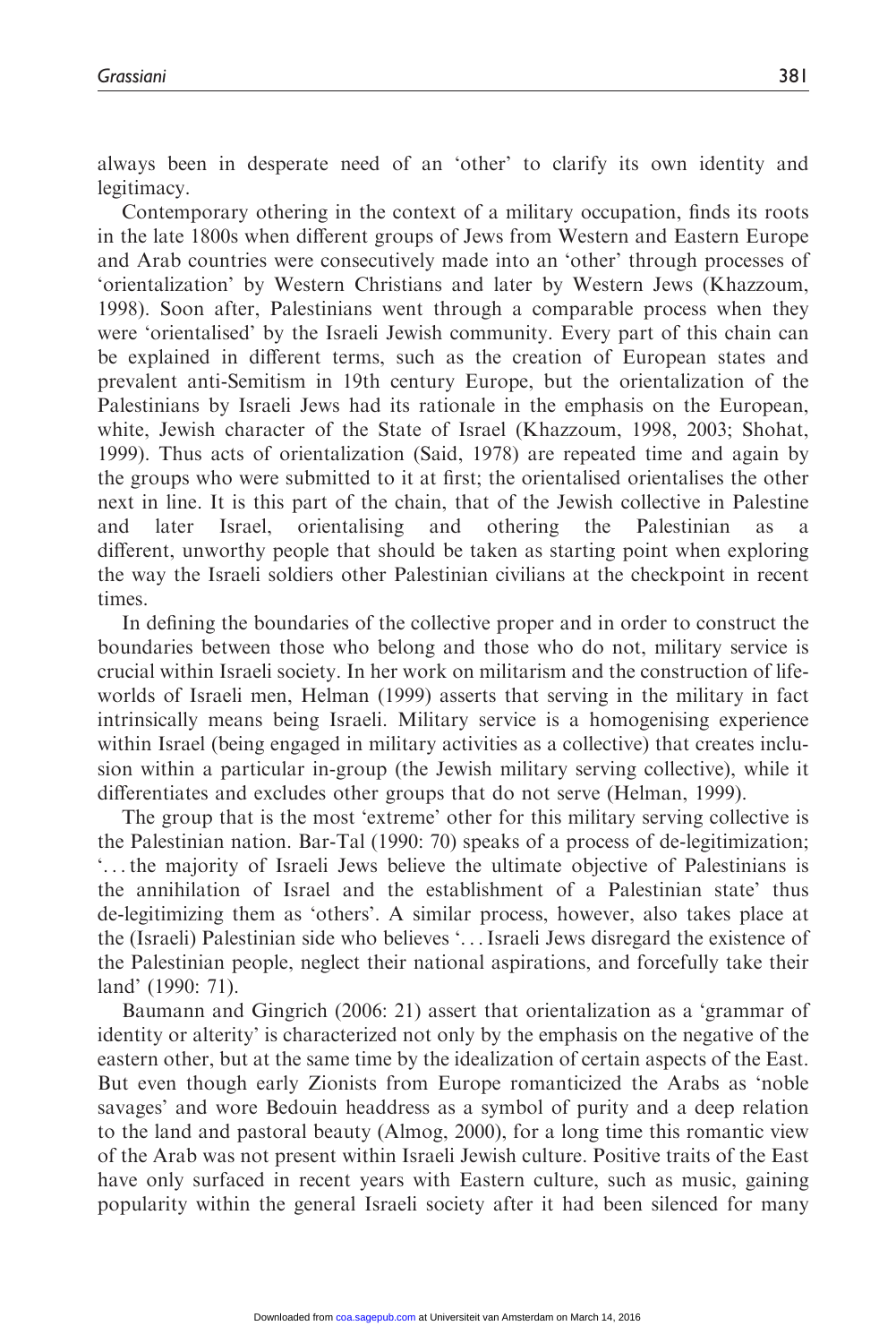always been in desperate need of an 'other' to clarify its own identity and legitimacy.

Contemporary othering in the context of a military occupation, finds its roots in the late 1800s when different groups of Jews from Western and Eastern Europe and Arab countries were consecutively made into an 'other' through processes of 'orientalization' by Western Christians and later by Western Jews (Khazzoum, 1998). Soon after, Palestinians went through a comparable process when they were 'orientalised' by the Israeli Jewish community. Every part of this chain can be explained in different terms, such as the creation of European states and prevalent anti-Semitism in 19th century Europe, but the orientalization of the Palestinians by Israeli Jews had its rationale in the emphasis on the European, white, Jewish character of the State of Israel (Khazzoum, 1998, 2003; Shohat, 1999). Thus acts of orientalization (Said, 1978) are repeated time and again by the groups who were submitted to it at first; the orientalised orientalises the other next in line. It is this part of the chain, that of the Jewish collective in Palestine and later Israel, orientalising and othering the Palestinian as a different, unworthy people that should be taken as starting point when exploring the way the Israeli soldiers other Palestinian civilians at the checkpoint in recent times.

In defining the boundaries of the collective proper and in order to construct the boundaries between those who belong and those who do not, military service is crucial within Israeli society. In her work on militarism and the construction of life-worlds of Israeli men, Helman (1999) asserts that serving in the military in fact intrinsically means being Israeli. Military service is a homogenising experience within Israel (being engaged in military activities as a collective) that creates inclusion within a particular in-group (the Jewish military serving collective), while it differentiates and excludes other groups that do not serve (Helman, 1999).

The group that is the most 'extreme' other for this military serving collective is the Palestinian nation. Bar-Tal (1990: 70) speaks of a process of de-legitimization; '... the majority of Israeli Jews believe the ultimate objective of Palestinians is the annihilation of Israel and the establishment of a Palestinian state' thus de-legitimizing them as 'others'. A similar process, however, also takes place at the (Israeli) Palestinian side who believes '... Israeli Jews disregard the existence of the Palestinian people, neglect their national aspirations, and forcefully take their land' (1990: 71).

Baumann and Gingrich (2006: 21) assert that orientalization as a 'grammar of identity or alterity' is characterized not only by the emphasis on the negative of the eastern other, but at the same time by the idealization of certain aspects of the East. But even though early Zionists from Europe romanticized the Arabs as 'noble savages' and wore Bedouin headdress as a symbol of purity and a deep relation to the land and pastoral beauty (Almog, 2000), for a long time this romantic view of the Arab was not present within Israeli Jewish culture. Positive traits of the East have only surfaced in recent years with Eastern culture, such as music, gaining popularity within the general Israeli society after it had been silenced for many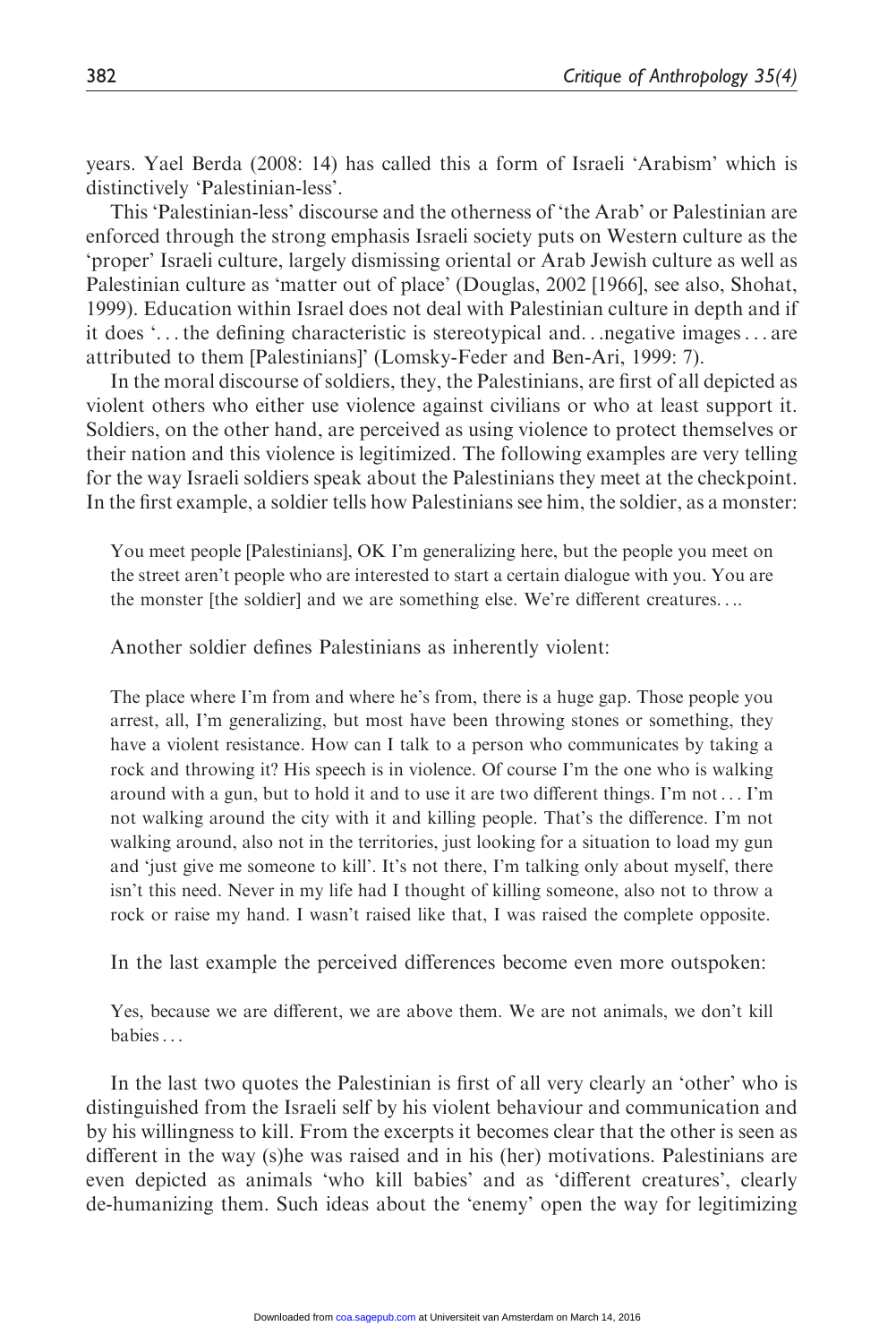years. Yael Berda (2008: 14) has called this a form of Israeli 'Arabism' which is distinctively 'Palestinian-less'.

This 'Palestinian-less' discourse and the otherness of 'the Arab' or Palestinian are enforced through the strong emphasis Israeli society puts on Western culture as the 'proper' Israeli culture, largely dismissing oriental or Arab Jewish culture as well as Palestinian culture as 'matter out of place' (Douglas, 2002 [1966], see also, Shohat, 1999). Education within Israel does not deal with Palestinian culture in depth and if it does '. . . the defining characteristic is stereotypical and. . .negative images . . . are attributed to them [Palestinians]' (Lomsky-Feder and Ben-Ari, 1999: 7).

In the moral discourse of soldiers, they, the Palestinians, are first of all depicted as violent others who either use violence against civilians or who at least support it. Soldiers, on the other hand, are perceived as using violence to protect themselves or their nation and this violence is legitimized. The following examples are very telling for the way Israeli soldiers speak about the Palestinians they meet at the checkpoint. In the first example, a soldier tells how Palestinians see him, the soldier, as a monster:

> You meet people [Palestinians], OK I'm generalizing here, but the people you meet on the street aren't people who are interested to start a certain dialogue with you. You are the monster [the soldier] and we are something else. We're different creatures. . ..

Another soldier defines Palestinians as inherently violent:

> The place where I'm from and where he's from, there is a huge gap. Those people you arrest, all, I'm generalizing, but most have been throwing stones or something, they have a violent resistance. How can I talk to a person who communicates by taking a rock and throwing it? His speech is in violence. Of course I'm the one who is walking around with a gun, but to hold it and to use it are two different things. I'm not . . . I'm not walking around the city with it and killing people. That's the difference. I'm not walking around, also not in the territories, just looking for a situation to load my gun and 'just give me someone to kill'. It's not there, I'm talking only about myself, there isn't this need. Never in my life had I thought of killing someone, also not to throw a rock or raise my hand. I wasn't raised like that, I was raised the complete opposite.

In the last example the perceived differences become even more outspoken:

> Yes, because we are different, we are above them. We are not animals, we don't kill babies . . .

In the last two quotes the Palestinian is first of all very clearly an 'other' who is distinguished from the Israeli self by his violent behaviour and communication and by his willingness to kill. From the excerpts it becomes clear that the other is seen as different in the way (s)he was raised and in his (her) motivations. Palestinians are even depicted as animals 'who kill babies' and as 'different creatures', clearly de-humanizing them. Such ideas about the 'enemy' open the way for legitimizing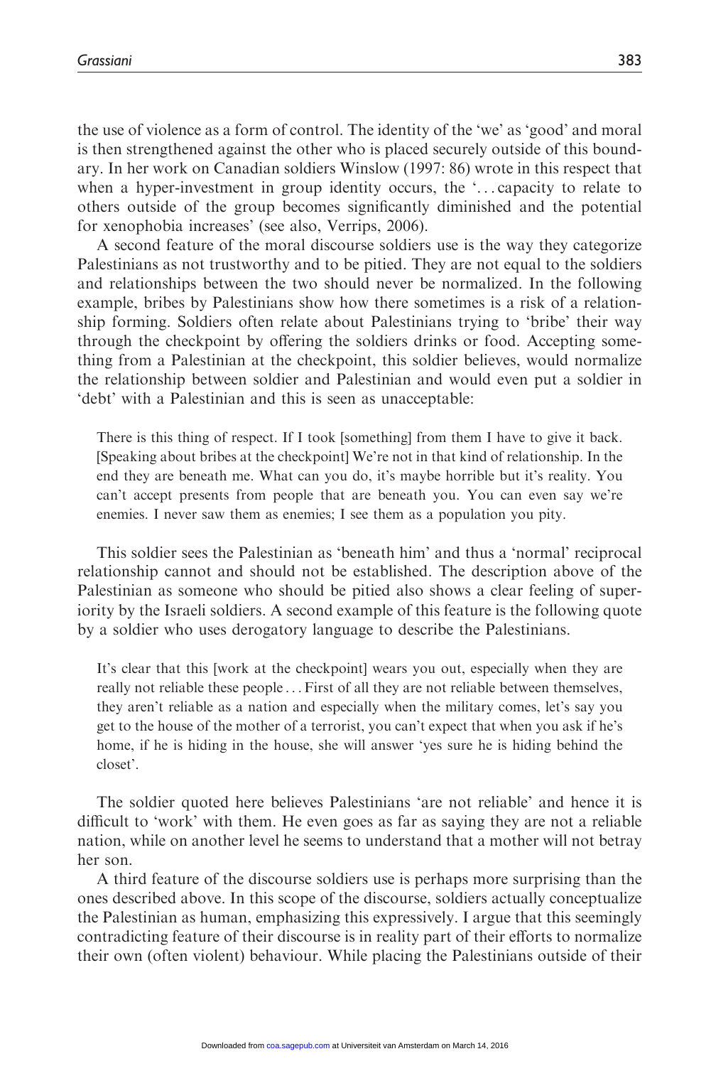the use of violence as a form of control. The identity of the 'we' as 'good' and moral is then strengthened against the other who is placed securely outside of this boundary. In her work on Canadian soldiers Winslow (1997: 86) wrote in this respect that when a hyper-investment in group identity occurs, the '... capacity to relate to others outside of the group becomes significantly diminished and the potential for xenophobia increases' (see also, Verrips, 2006).

A second feature of the moral discourse soldiers use is the way they categorize Palestinians as not trustworthy and to be pitied. They are not equal to the soldiers and relationships between the two should never be normalized. In the following example, bribes by Palestinians show how there sometimes is a risk of a relationship forming. Soldiers often relate about Palestinians trying to 'bribe' their way through the checkpoint by offering the soldiers drinks or food. Accepting something from a Palestinian at the checkpoint, this soldier believes, would normalize the relationship between soldier and Palestinian and would even put a soldier in 'debt' with a Palestinian and this is seen as unacceptable:

> There is this thing of respect. If I took [something] from them I have to give it back. [Speaking about bribes at the checkpoint] We're not in that kind of relationship. In the end they are beneath me. What can you do, it's maybe horrible but it's reality. You can't accept presents from people that are beneath you. You can even say we're enemies. I never saw them as enemies; I see them as a population you pity.

This soldier sees the Palestinian as 'beneath him' and thus a 'normal' reciprocal relationship cannot and should not be established. The description above of the Palestinian as someone who should be pitied also shows a clear feeling of superiority by the Israeli soldiers. A second example of this feature is the following quote by a soldier who uses derogatory language to describe the Palestinians.

> It's clear that this [work at the checkpoint] wears you out, especially when they are really not reliable these people ... First of all they are not reliable between themselves, they aren't reliable as a nation and especially when the military comes, let's say you get to the house of the mother of a terrorist, you can't expect that when you ask if he's home, if he is hiding in the house, she will answer 'yes sure he is hiding behind the closet'.

The soldier quoted here believes Palestinians 'are not reliable' and hence it is difficult to 'work' with them. He even goes as far as saying they are not a reliable nation, while on another level he seems to understand that a mother will not betray her son.

A third feature of the discourse soldiers use is perhaps more surprising than the ones described above. In this scope of the discourse, soldiers actually conceptualize the Palestinian as human, emphasizing this expressively. I argue that this seemingly contradicting feature of their discourse is in reality part of their efforts to normalize their own (often violent) behaviour. While placing the Palestinians outside of their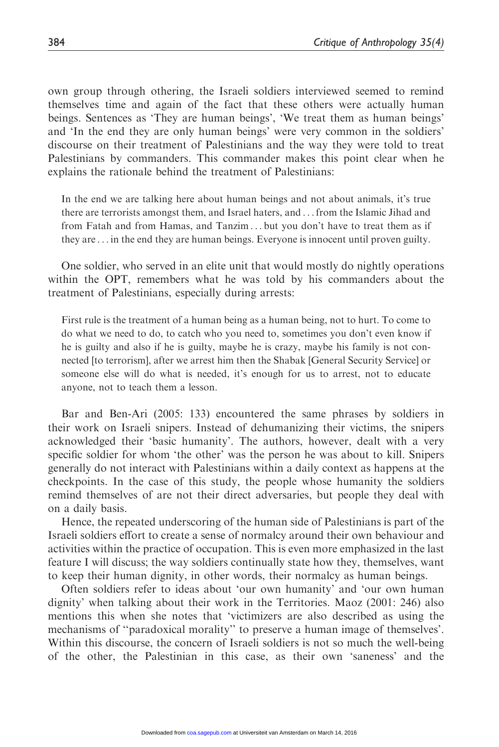own group through othering, the Israeli soldiers interviewed seemed to remind themselves time and again of the fact that these others were actually human beings. Sentences as 'They are human beings', 'We treat them as human beings' and 'In the end they are only human beings' were very common in the soldiers' discourse on their treatment of Palestinians and the way they were told to treat Palestinians by commanders. This commander makes this point clear when he explains the rationale behind the treatment of Palestinians:

> In the end we are talking here about human beings and not about animals, it's true there are terrorists amongst them, and Israel haters, and ... from the Islamic Jihad and from Fatah and from Hamas, and Tanzim ... but you don't have to treat them as if they are ... in the end they are human beings. Everyone is innocent until proven guilty.

One soldier, who served in an elite unit that would mostly do nightly operations within the OPT, remembers what he was told by his commanders about the treatment of Palestinians, especially during arrests:

> First rule is the treatment of a human being as a human being, not to hurt. To come to do what we need to do, to catch who you need to, sometimes you don't even know if he is guilty and also if he is guilty, maybe he is crazy, maybe his family is not connected [to terrorism], after we arrest him then the Shabak [General Security Service] or someone else will do what is needed, it's enough for us to arrest, not to educate anyone, not to teach them a lesson.

Bar and Ben-Ari (2005: 133) encountered the same phrases by soldiers in their work on Israeli snipers. Instead of dehumanizing their victims, the snipers acknowledged their 'basic humanity'. The authors, however, dealt with a very specific soldier for whom 'the other' was the person he was about to kill. Snipers generally do not interact with Palestinians within a daily context as happens at the checkpoints. In the case of this study, the people whose humanity the soldiers remind themselves of are not their direct adversaries, but people they deal with on a daily basis.

Hence, the repeated underscoring of the human side of Palestinians is part of the Israeli soldiers effort to create a sense of normalcy around their own behaviour and activities within the practice of occupation. This is even more emphasized in the last feature I will discuss; the way soldiers continually state how they, themselves, want to keep their human dignity, in other words, their normalcy as human beings.

Often soldiers refer to ideas about 'our own humanity' and 'our own human dignity' when talking about their work in the Territories. Maoz (2001: 246) also mentions this when she notes that 'victimizers are also described as using the mechanisms of "paradoxical morality" to preserve a human image of themselves'. Within this discourse, the concern of Israeli soldiers is not so much the well-being of the other, the Palestinian in this case, as their own 'saneness' and the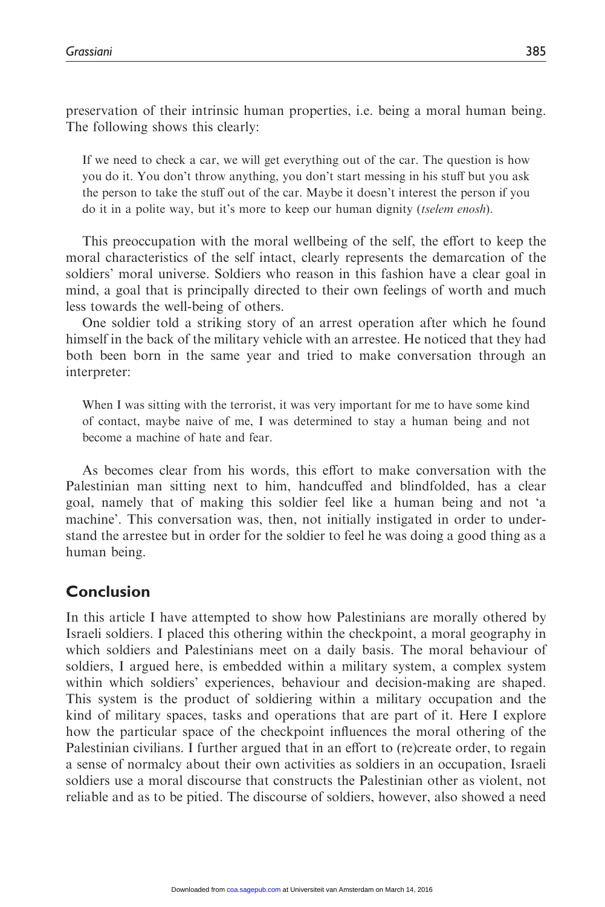preservation of their intrinsic human properties, i.e. being a moral human being. The following shows this clearly:

> If we need to check a car, we will get everything out of the car. The question is how you do it. You don't throw anything, you don't start messing in his stuff but you ask the person to take the stuff out of the car. Maybe it doesn't interest the person if you do it in a polite way, but it's more to keep our human dignity (*tselem enosh*).

This preoccupation with the moral wellbeing of the self, the effort to keep the moral characteristics of the self intact, clearly represents the demarcation of the soldiers' moral universe. Soldiers who reason in this fashion have a clear goal in mind, a goal that is principally directed to their own feelings of worth and much less towards the well-being of others.

One soldier told a striking story of an arrest operation after which he found himself in the back of the military vehicle with an arrestee. He noticed that they had both been born in the same year and tried to make conversation through an interpreter:

> When I was sitting with the terrorist, it was very important for me to have some kind of contact, maybe naive of me, I was determined to stay a human being and not become a machine of hate and fear.

As becomes clear from his words, this effort to make conversation with the Palestinian man sitting next to him, handcuffed and blindfolded, has a clear goal, namely that of making this soldier feel like a human being and not 'a machine'. This conversation was, then, not initially instigated in order to understand the arrestee but in order for the soldier to feel he was doing a good thing as a human being.

## Conclusion

In this article I have attempted to show how Palestinians are morally othered by Israeli soldiers. I placed this othering within the checkpoint, a moral geography in which soldiers and Palestinians meet on a daily basis. The moral behaviour of soldiers, I argued here, is embedded within a military system, a complex system within which soldiers' experiences, behaviour and decision-making are shaped. This system is the product of soldiering within a military occupation and the kind of military spaces, tasks and operations that are part of it. Here I explore how the particular space of the checkpoint influences the moral othering of the Palestinian civilians. I further argued that in an effort to (re)create order, to regain a sense of normalcy about their own activities as soldiers in an occupation, Israeli soldiers use a moral discourse that constructs the Palestinian other as violent, not reliable and as to be pitied. The discourse of soldiers, however, also showed a need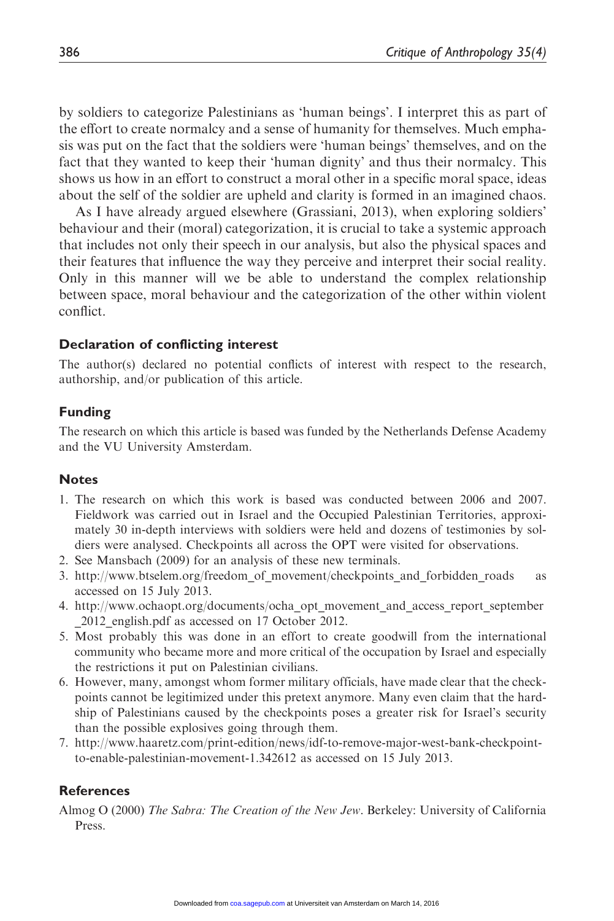by soldiers to categorize Palestinians as 'human beings'. I interpret this as part of the effort to create normalcy and a sense of humanity for themselves. Much emphasis was put on the fact that the soldiers were 'human beings' themselves, and on the fact that they wanted to keep their 'human dignity' and thus their normalcy. This shows us how in an effort to construct a moral other in a specific moral space, ideas about the self of the soldier are upheld and clarity is formed in an imagined chaos.

As I have already argued elsewhere (Grassiani, 2013), when exploring soldiers' behaviour and their (moral) categorization, it is crucial to take a systemic approach that includes not only their speech in our analysis, but also the physical spaces and their features that influence the way they perceive and interpret their social reality. Only in this manner will we be able to understand the complex relationship between space, moral behaviour and the categorization of the other within violent conflict.

## Declaration of conflicting interest

The author(s) declared no potential conflicts of interest with respect to the research, authorship, and/or publication of this article.

## Funding

The research on which this article is based was funded by the Netherlands Defense Academy and the VU University Amsterdam.

## Notes

1. The research on which this work is based was conducted between 2006 and 2007. Fieldwork was carried out in Israel and the Occupied Palestinian Territories, approximately 30 in-depth interviews with soldiers were held and dozens of testimonies by soldiers were analysed. Checkpoints all across the OPT were visited for observations.
2. See Mansbach (2009) for an analysis of these new terminals.
3. http://www.btselem.org/freedom_of_movement/checkpoints_and_forbidden_roads as accessed on 15 July 2013.
4. http://www.ochaopt.org/documents/ocha_opt_movement_and_access_report_september_2012_english.pdf as accessed on 17 October 2012.
5. Most probably this was done in an effort to create goodwill from the international community who became more and more critical of the occupation by Israel and especially the restrictions it put on Palestinian civilians.
6. However, many, amongst whom former military officials, have made clear that the checkpoints cannot be legitimized under this pretext anymore. Many even claim that the hardship of Palestinians caused by the checkpoints poses a greater risk for Israel's security than the possible explosives going through them.
7. http://www.haaretz.com/print-edition/news/idf-to-remove-major-west-bank-checkpoint-to-enable-palestinian-movement-1.342612 as accessed on 15 July 2013.

## References

Almog O (2000) *The Sabra: The Creation of the New Jew*. Berkeley: University of California Press.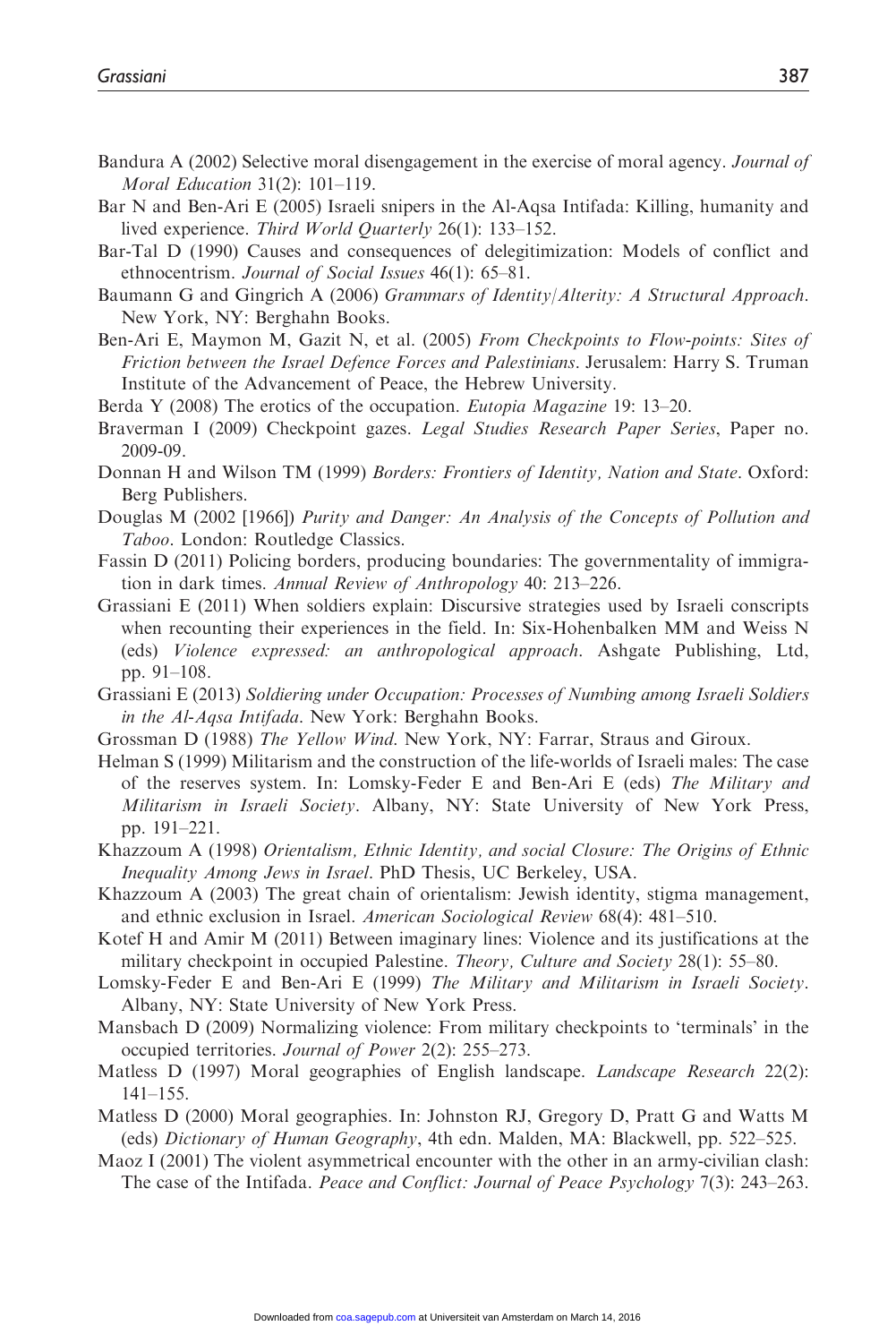Bandura A (2002) Selective moral disengagement in the exercise of moral agency. *Journal of Moral Education* 31(2): 101–119.

Bar N and Ben-Ari E (2005) Israeli snipers in the Al-Aqsa Intifada: Killing, humanity and lived experience. *Third World Quarterly* 26(1): 133–152.

Bar-Tal D (1990) Causes and consequences of delegitimization: Models of conflict and ethnocentrism. *Journal of Social Issues* 46(1): 65–81.

Baumann G and Gingrich A (2006) *Grammars of Identity/Alterity: A Structural Approach*. New York, NY: Berghahn Books.

Ben-Ari E, Maymon M, Gazit N, et al. (2005) *From Checkpoints to Flow-points: Sites of Friction between the Israel Defence Forces and Palestinians*. Jerusalem: Harry S. Truman Institute of the Advancement of Peace, the Hebrew University.

Berda Y (2008) The erotics of the occupation. *Eutopia Magazine* 19: 13–20.

Braverman I (2009) Checkpoint gazes. *Legal Studies Research Paper Series*, Paper no. 2009-09.

Donnan H and Wilson TM (1999) *Borders: Frontiers of Identity, Nation and State*. Oxford: Berg Publishers.

Douglas M (2002 [1966]) *Purity and Danger: An Analysis of the Concepts of Pollution and Taboo*. London: Routledge Classics.

Fassin D (2011) Policing borders, producing boundaries: The governmentality of immigration in dark times. *Annual Review of Anthropology* 40: 213–226.

Grassiani E (2011) When soldiers explain: Discursive strategies used by Israeli conscripts when recounting their experiences in the field. In: Six-Hohenbalken MM and Weiss N (eds) *Violence expressed: an anthropological approach*. Ashgate Publishing, Ltd, pp. 91–108.

Grassiani E (2013) *Soldiering under Occupation: Processes of Numbing among Israeli Soldiers in the Al-Aqsa Intifada*. New York: Berghahn Books.

Grossman D (1988) *The Yellow Wind*. New York, NY: Farrar, Straus and Giroux.

Helman S (1999) Militarism and the construction of the life-worlds of Israeli males: The case of the reserves system. In: Lomsky-Feder E and Ben-Ari E (eds) *The Military and Militarism in Israeli Society*. Albany, NY: State University of New York Press, pp. 191–221.

Khazzoum A (1998) *Orientalism, Ethnic Identity, and social Closure: The Origins of Ethnic Inequality Among Jews in Israel*. PhD Thesis, UC Berkeley, USA.

Khazzoum A (2003) The great chain of orientalism: Jewish identity, stigma management, and ethnic exclusion in Israel. *American Sociological Review* 68(4): 481–510.

Kotef H and Amir M (2011) Between imaginary lines: Violence and its justifications at the military checkpoint in occupied Palestine. *Theory, Culture and Society* 28(1): 55–80.

Lomsky-Feder E and Ben-Ari E (1999) *The Military and Militarism in Israeli Society*. Albany, NY: State University of New York Press.

Mansbach D (2009) Normalizing violence: From military checkpoints to 'terminals' in the occupied territories. *Journal of Power* 2(2): 255–273.

Matless D (1997) Moral geographies of English landscape. *Landscape Research* 22(2): 141–155.

Matless D (2000) Moral geographies. In: Johnston RJ, Gregory D, Pratt G and Watts M (eds) *Dictionary of Human Geography*, 4th edn. Malden, MA: Blackwell, pp. 522–525.

Maoz I (2001) The violent asymmetrical encounter with the other in an army-civilian clash: The case of the Intifada. *Peace and Conflict: Journal of Peace Psychology* 7(3): 243–263.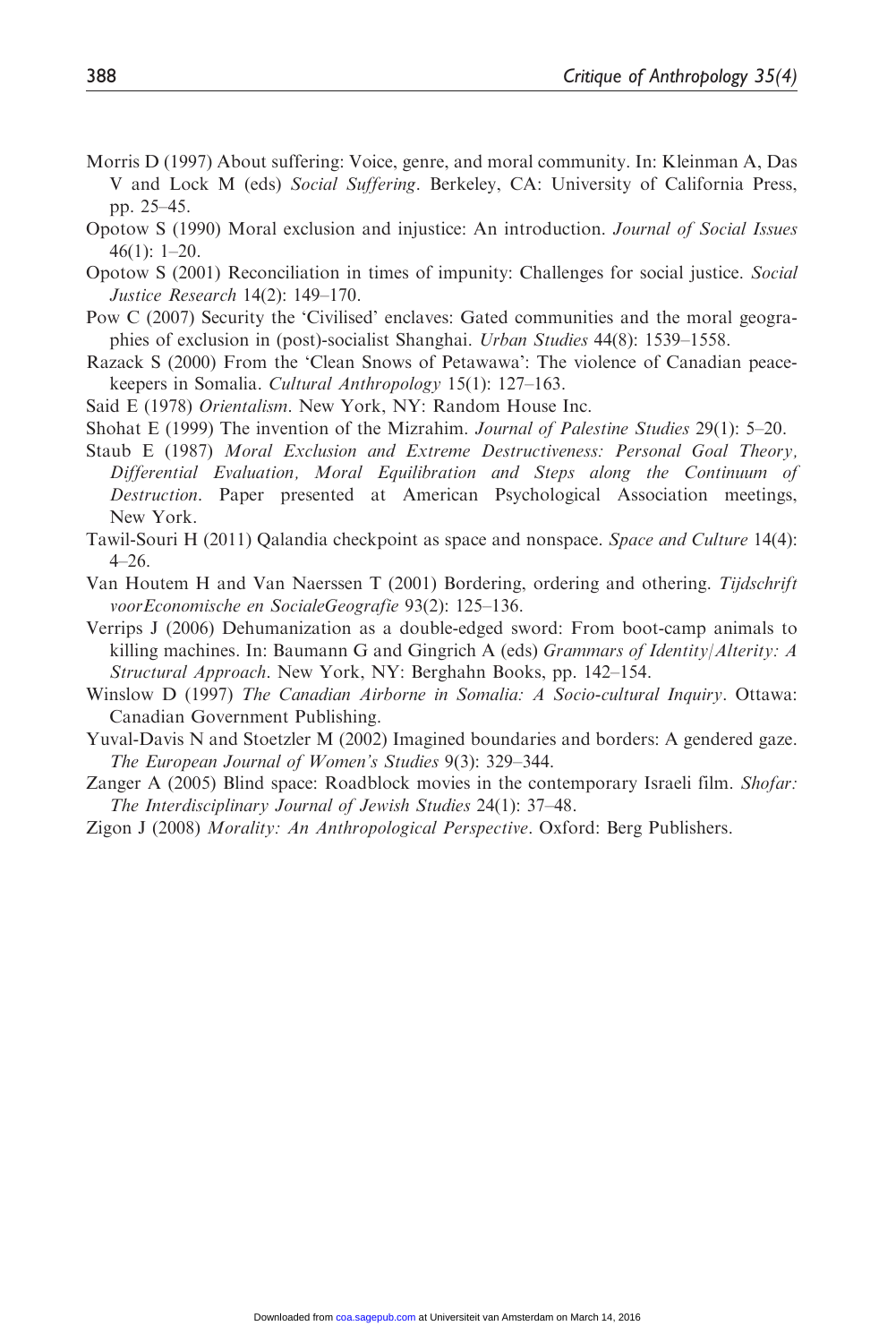Morris D (1997) About suffering: Voice, genre, and moral community. In: Kleinman A, Das V and Lock M (eds) *Social Suffering*. Berkeley, CA: University of California Press, pp. 25–45.

Opotow S (1990) Moral exclusion and injustice: An introduction. *Journal of Social Issues* 46(1): 1–20.

Opotow S (2001) Reconciliation in times of impunity: Challenges for social justice. *Social Justice Research* 14(2): 149–170.

Pow C (2007) Security the 'Civilised' enclaves: Gated communities and the moral geographies of exclusion in (post)-socialist Shanghai. *Urban Studies* 44(8): 1539–1558.

Razack S (2000) From the 'Clean Snows of Petawawa': The violence of Canadian peacekeepers in Somalia. *Cultural Anthropology* 15(1): 127–163.

Said E (1978) *Orientalism*. New York, NY: Random House Inc.

Shohat E (1999) The invention of the Mizrahim. *Journal of Palestine Studies* 29(1): 5–20.

Staub E (1987) *Moral Exclusion and Extreme Destructiveness: Personal Goal Theory, Differential Evaluation, Moral Equilibration and Steps along the Continuum of Destruction*. Paper presented at American Psychological Association meetings, New York.

Tawil-Souri H (2011) Qalandia checkpoint as space and nonspace. *Space and Culture* 14(4): 4–26.

Van Houtem H and Van Naerssen T (2001) Bordering, ordering and othering. *Tijdschrift voorEconomische en SocialeGeografie* 93(2): 125–136.

Verrips J (2006) Dehumanization as a double-edged sword: From boot-camp animals to killing machines. In: Baumann G and Gingrich A (eds) *Grammars of Identity/Alterity: A Structural Approach*. New York, NY: Berghahn Books, pp. 142–154.

Winslow D (1997) *The Canadian Airborne in Somalia: A Socio-cultural Inquiry*. Ottawa: Canadian Government Publishing.

Yuval-Davis N and Stoetzler M (2002) Imagined boundaries and borders: A gendered gaze. *The European Journal of Women's Studies* 9(3): 329–344.

Zanger A (2005) Blind space: Roadblock movies in the contemporary Israeli film. *Shofar: The Interdisciplinary Journal of Jewish Studies* 24(1): 37–48.

Zigon J (2008) *Morality: An Anthropological Perspective*. Oxford: Berg Publishers.